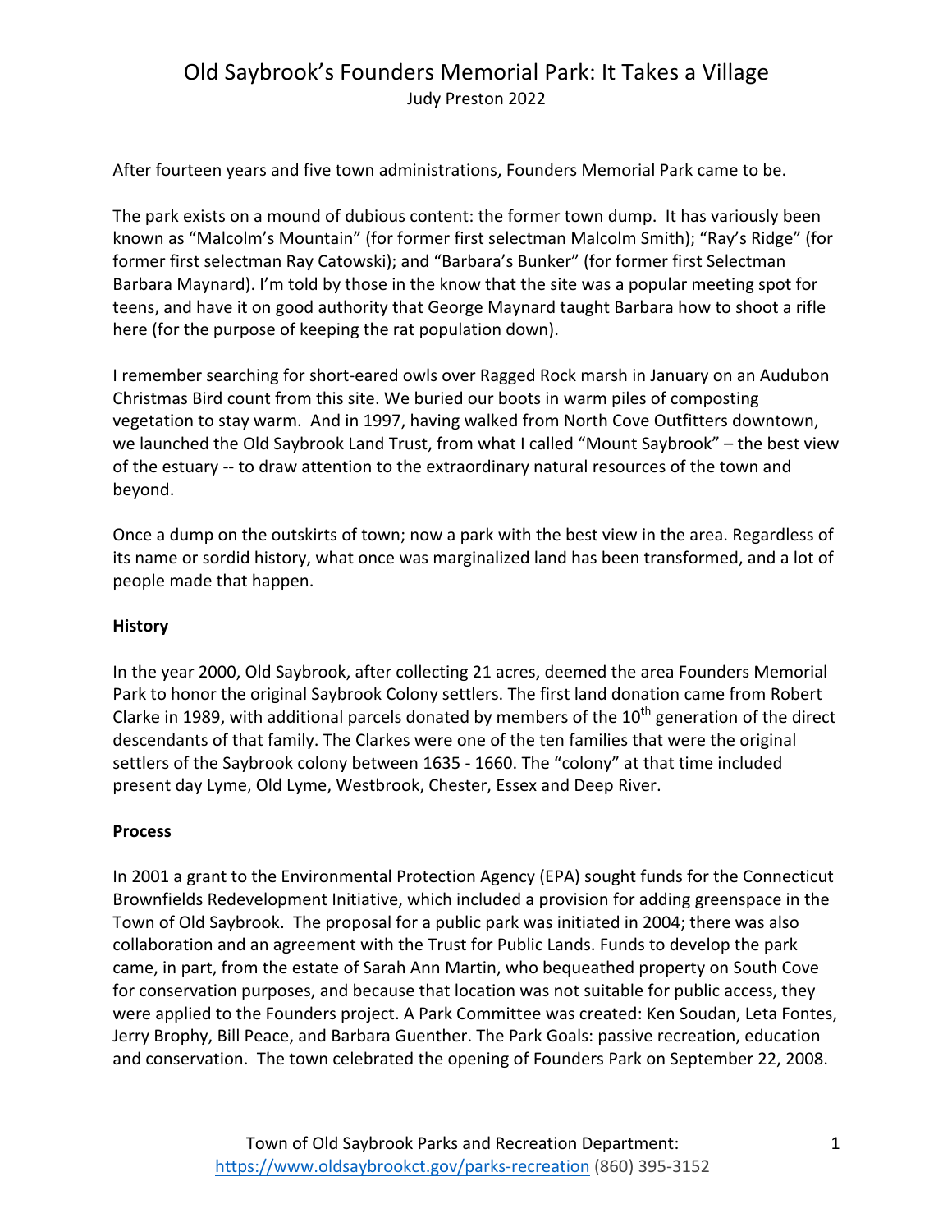# Old Saybrook's Founders Memorial Park: It Takes a Village

Judy Preston 2022

After fourteen years and five town administrations, Founders Memorial Park came to be.

The park exists on a mound of dubious content: the former town dump. It has variously been known as "Malcolm's Mountain" (for former first selectman Malcolm Smith); "Ray's Ridge" (for former first selectman Ray Catowski); and "Barbara's Bunker" (for former first Selectman Barbara Maynard). I'm told by those in the know that the site was a popular meeting spot for teens, and have it on good authority that George Maynard taught Barbara how to shoot a rifle here (for the purpose of keeping the rat population down).

I remember searching for short-eared owls over Ragged Rock marsh in January on an Audubon Christmas Bird count from this site. We buried our boots in warm piles of composting vegetation to stay warm. And in 1997, having walked from North Cove Outfitters downtown, we launched the Old Saybrook Land Trust, from what I called "Mount Saybrook" – the best view of the estuary -- to draw attention to the extraordinary natural resources of the town and beyond.

Once a dump on the outskirts of town; now a park with the best view in the area. Regardless of its name or sordid history, what once was marginalized land has been transformed, and a lot of people made that happen.

## History

In the year 2000, Old Saybrook, after collecting 21 acres, deemed the area Founders Memorial Park to honor the original Saybrook Colony settlers. The first land donation came from Robert Clarke in 1989, with additional parcels donated by members of the 10th generation of the direct descendants of that family. The Clarkes were one of the ten families that were the original settlers of the Saybrook colony between 1635 - 1660. The "colony" at that time included present day Lyme, Old Lyme, Westbrook, Chester, Essex and Deep River.

## Process

In 2001 a grant to the Environmental Protection Agency (EPA) sought funds for the Connecticut Brownfields Redevelopment Initiative, which included a provision for adding greenspace in the Town of Old Saybrook. The proposal for a public park was initiated in 2004; there was also collaboration and an agreement with the Trust for Public Lands. Funds to develop the park came, in part, from the estate of Sarah Ann Martin, who bequeathed property on South Cove for conservation purposes, and because that location was not suitable for public access, they were applied to the Founders project. A Park Committee was created: Ken Soudan, Leta Fontes, Jerry Brophy, Bill Peace, and Barbara Guenther. The Park Goals: passive recreation, education and conservation. The town celebrated the opening of Founders Park on September 22, 2008.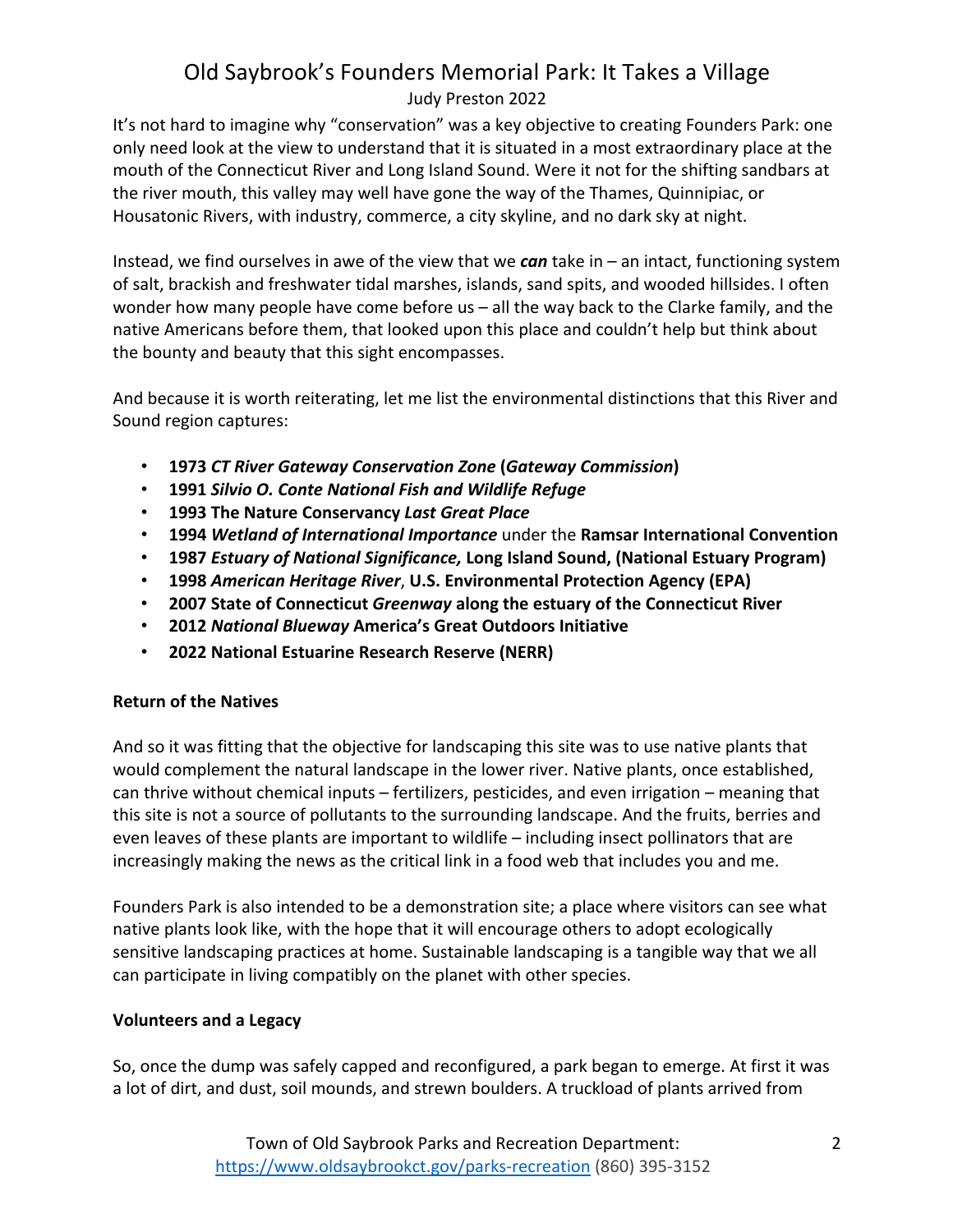It's not hard to imagine why "conservation" was a key objective to creating Founders Park: one only need look at the view to understand that it is situated in a most extraordinary place at the mouth of the Connecticut River and Long Island Sound. Were it not for the shifting sandbars at the river mouth, this valley may well have gone the way of the Thames, Quinnipiac, or Housatonic Rivers, with industry, commerce, a city skyline, and no dark sky at night.

Instead, we find ourselves in awe of the view that we ***can*** take in – an intact, functioning system of salt, brackish and freshwater tidal marshes, islands, sand spits, and wooded hillsides. I often wonder how many people have come before us – all the way back to the Clarke family, and the native Americans before them, that looked upon this place and couldn't help but think about the bounty and beauty that this sight encompasses.

And because it is worth reiterating, let me list the environmental distinctions that this River and Sound region captures:

- **1973 *CT River Gateway Conservation Zone* (*Gateway Commission*)**
- **1991 *Silvio O. Conte National Fish and Wildlife Refuge***
- **1993 The Nature Conservancy *Last Great Place***
- **1994 *Wetland of International Importance*** under the **Ramsar International Convention**
- **1987 *Estuary of National Significance,* Long Island Sound, (National Estuary Program)**
- **1998 *American Heritage River*, U.S. Environmental Protection Agency (EPA)**
- **2007 State of Connecticut *Greenway* along the estuary of the Connecticut River**
- **2012 *National Blueway* America's Great Outdoors Initiative**
- **2022 National Estuarine Research Reserve (NERR)**

**Return of the Natives**

And so it was fitting that the objective for landscaping this site was to use native plants that would complement the natural landscape in the lower river. Native plants, once established, can thrive without chemical inputs – fertilizers, pesticides, and even irrigation – meaning that this site is not a source of pollutants to the surrounding landscape. And the fruits, berries and even leaves of these plants are important to wildlife – including insect pollinators that are increasingly making the news as the critical link in a food web that includes you and me.

Founders Park is also intended to be a demonstration site; a place where visitors can see what native plants look like, with the hope that it will encourage others to adopt ecologically sensitive landscaping practices at home. Sustainable landscaping is a tangible way that we all can participate in living compatibly on the planet with other species.

**Volunteers and a Legacy**

So, once the dump was safely capped and reconfigured, a park began to emerge. At first it was a lot of dirt, and dust, soil mounds, and strewn boulders. A truckload of plants arrived from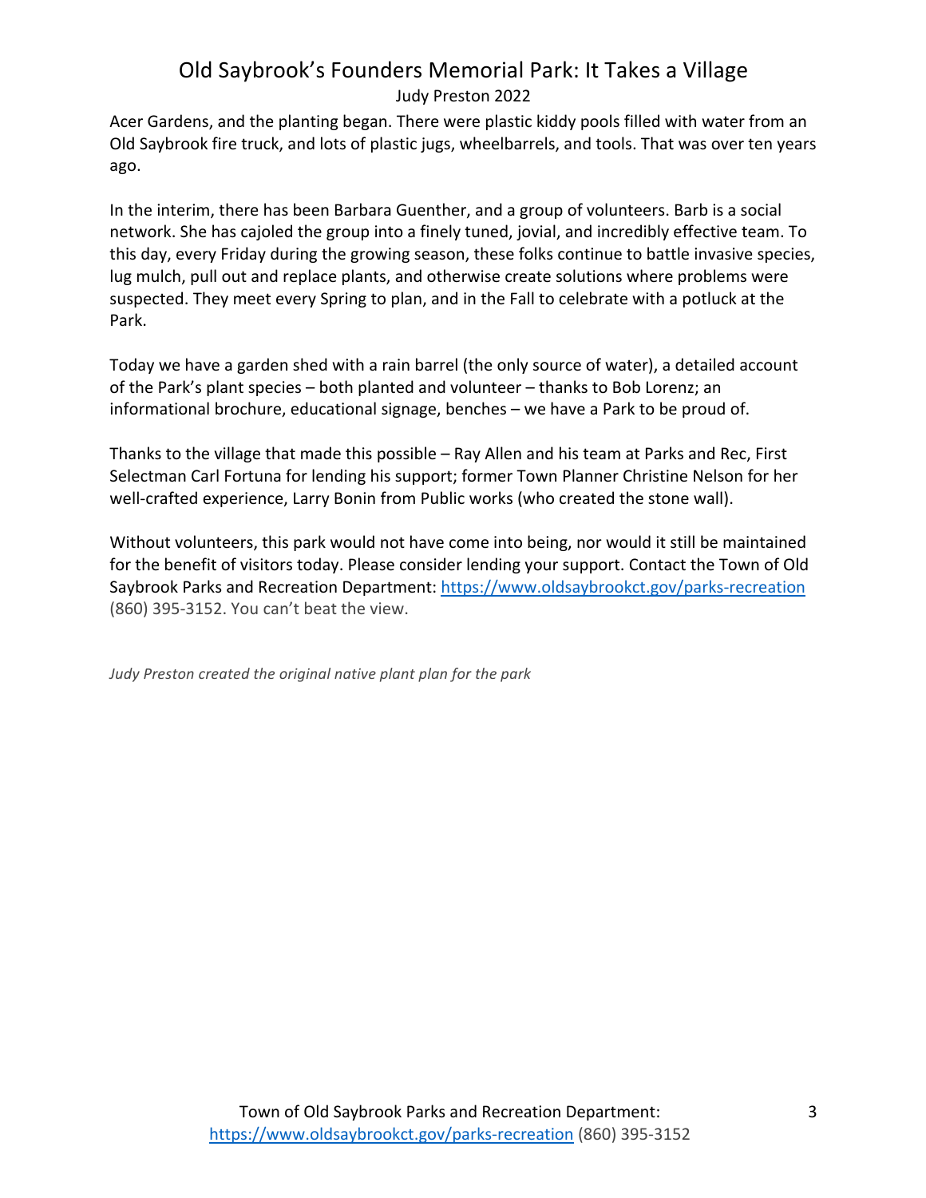Acer Gardens, and the planting began. There were plastic kiddy pools filled with water from an Old Saybrook fire truck, and lots of plastic jugs, wheelbarrels, and tools. That was over ten years ago.

In the interim, there has been Barbara Guenther, and a group of volunteers. Barb is a social network. She has cajoled the group into a finely tuned, jovial, and incredibly effective team. To this day, every Friday during the growing season, these folks continue to battle invasive species, lug mulch, pull out and replace plants, and otherwise create solutions where problems were suspected. They meet every Spring to plan, and in the Fall to celebrate with a potluck at the Park.

Today we have a garden shed with a rain barrel (the only source of water), a detailed account of the Park's plant species – both planted and volunteer – thanks to Bob Lorenz; an informational brochure, educational signage, benches – we have a Park to be proud of.

Thanks to the village that made this possible – Ray Allen and his team at Parks and Rec, First Selectman Carl Fortuna for lending his support; former Town Planner Christine Nelson for her well-crafted experience, Larry Bonin from Public works (who created the stone wall).

Without volunteers, this park would not have come into being, nor would it still be maintained for the benefit of visitors today. Please consider lending your support. Contact the Town of Old Saybrook Parks and Recreation Department: https://www.oldsaybrookct.gov/parks-recreation (860) 395-3152. You can't beat the view.

*Judy Preston created the original native plant plan for the park*